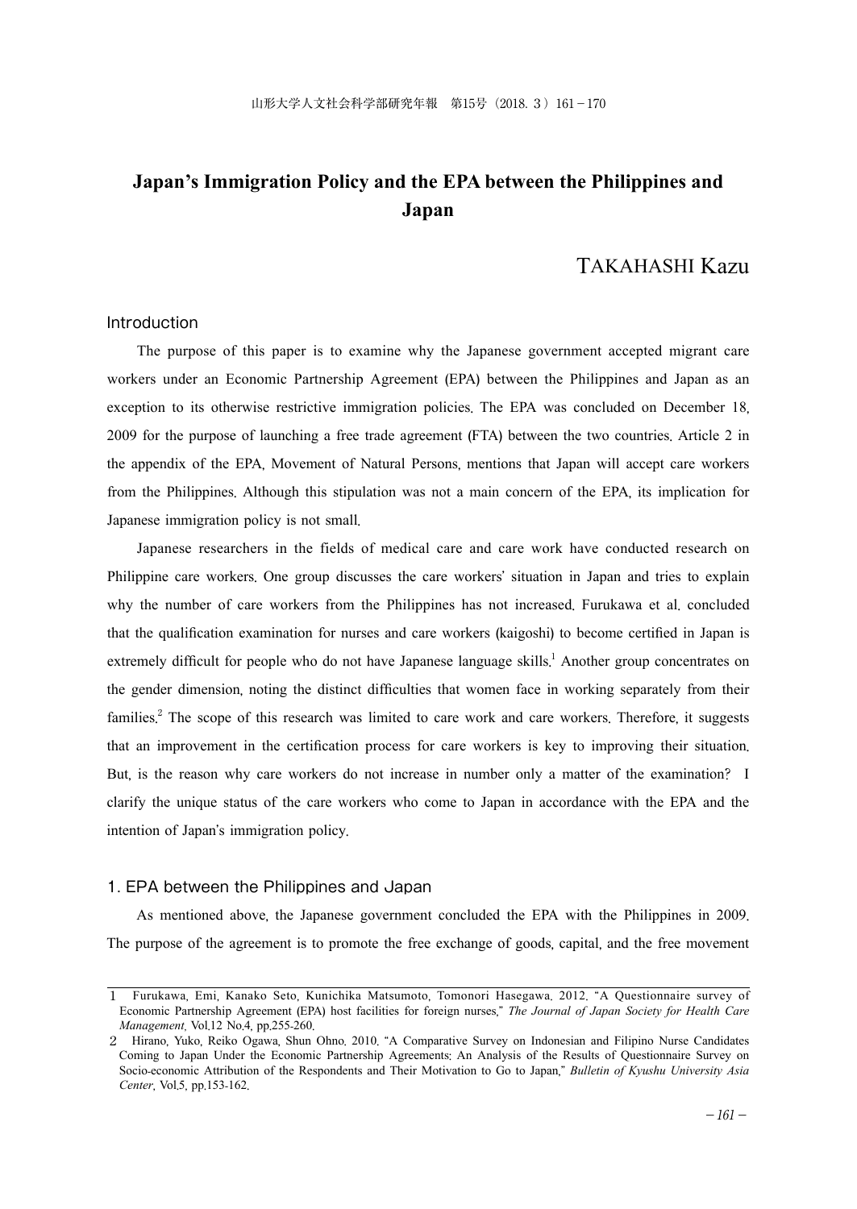# Japan's Immigration Policy and the EPA between the Philippines and Japan

TAKAHASHI Kazu

## Introduction

The purpose of this paper is to examine why the Japanese government accepted migrant care workers under an Economic Partnership Agreement (EPA) between the Philippines and Japan as an exception to its otherwise restrictive immigration policies. The EPA was concluded on December 18, 2009 for the purpose of launching a free trade agreement (FTA) between the two countries. Article 2 in the appendix of the EPA, Movement of Natural Persons, mentions that Japan will accept care workers from the Philippines. Although this stipulation was not a main concern of the EPA, its implication for Japanese immigration policy is not small.

Japanese researchers in the fields of medical care and care work have conducted research on Philippine care workers. One group discusses the care workers' situation in Japan and tries to explain why the number of care workers from the Philippines has not increased. Furukawa et al. concluded that the qualification examination for nurses and care workers (kaigoshi) to become certified in Japan is extremely difficult for people who do not have Japanese language skills.[1] Another group concentrates on the gender dimension, noting the distinct difficulties that women face in working separately from their families.[2] The scope of this research was limited to care work and care workers. Therefore, it suggests that an improvement in the certification process for care workers is key to improving their situation. But, is the reason why care workers do not increase in number only a matter of the examination? I clarify the unique status of the care workers who come to Japan in accordance with the EPA and the intention of Japan's immigration policy.

## 1. EPA between the Philippines and Japan

As mentioned above, the Japanese government concluded the EPA with the Philippines in 2009. The purpose of the agreement is to promote the free exchange of goods, capital, and the free movement

---

1 Furukawa, Emi, Kanako Seto, Kunichika Matsumoto, Tomonori Hasegawa. 2012. "A Questionnaire survey of Economic Partnership Agreement (EPA) host facilities for foreign nurses," *The Journal of Japan Society for Health Care Management*, Vol.12 No.4, pp.255-260.

2 Hirano, Yuko, Reiko Ogawa, Shun Ohno. 2010. "A Comparative Survey on Indonesian and Filipino Nurse Candidates Coming to Japan Under the Economic Partnership Agreements: An Analysis of the Results of Questionnaire Survey on Socio-economic Attribution of the Respondents and Their Motivation to Go to Japan," *Bulletin of Kyushu University Asia Center*, Vol.5, pp.153-162.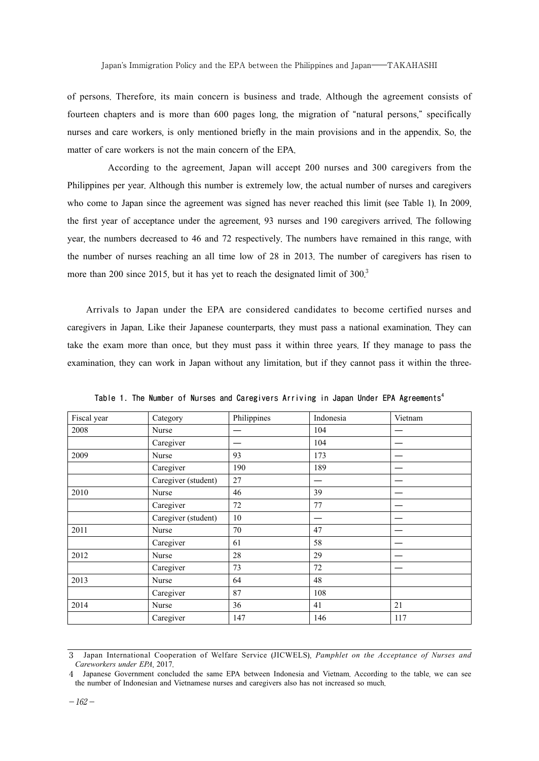of persons. Therefore, its main concern is business and trade. Although the agreement consists of fourteen chapters and is more than 600 pages long, the migration of "natural persons," specifically nurses and care workers, is only mentioned briefly in the main provisions and in the appendix. So, the matter of care workers is not the main concern of the EPA.

According to the agreement, Japan will accept 200 nurses and 300 caregivers from the Philippines per year. Although this number is extremely low, the actual number of nurses and caregivers who come to Japan since the agreement was signed has never reached this limit (see Table 1). In 2009, the first year of acceptance under the agreement, 93 nurses and 190 caregivers arrived. The following year, the numbers decreased to 46 and 72 respectively. The numbers have remained in this range, with the number of nurses reaching an all time low of 28 in 2013. The number of caregivers has risen to more than 200 since 2015, but it has yet to reach the designated limit of 300.[3]

Arrivals to Japan under the EPA are considered candidates to become certified nurses and caregivers in Japan. Like their Japanese counterparts, they must pass a national examination. They can take the exam more than once, but they must pass it within three years. If they manage to pass the examination, they can work in Japan without any limitation, but if they cannot pass it within the three-

Table 1. The Number of Nurses and Caregivers Arriving in Japan Under EPA Agreements[4]

| Fiscal year | Category | Philippines | Indonesia | Vietnam |
|---|---|---|---|---|
| 2008 | Nurse | — | 104 | — |
| | Caregiver | — | 104 | — |
| 2009 | Nurse | 93 | 173 | — |
| | Caregiver | 190 | 189 | — |
| | Caregiver (student) | 27 | — | — |
| 2010 | Nurse | 46 | 39 | — |
| | Caregiver | 72 | 77 | — |
| | Caregiver (student) | 10 | — | — |
| 2011 | Nurse | 70 | 47 | — |
| | Caregiver | 61 | 58 | — |
| 2012 | Nurse | 28 | 29 | — |
| | Caregiver | 73 | 72 | — |
| 2013 | Nurse | 64 | 48 | |
| | Caregiver | 87 | 108 | |
| 2014 | Nurse | 36 | 41 | 21 |
| | Caregiver | 147 | 146 | 117 |

3 Japan International Cooperation of Welfare Service (JICWELS), *Pamphlet on the Acceptance of Nurses and Careworkers under EPA*, 2017.

4 Japanese Government concluded the same EPA between Indonesia and Vietnam. According to the table, we can see the number of Indonesian and Vietnamese nurses and caregivers also has not increased so much.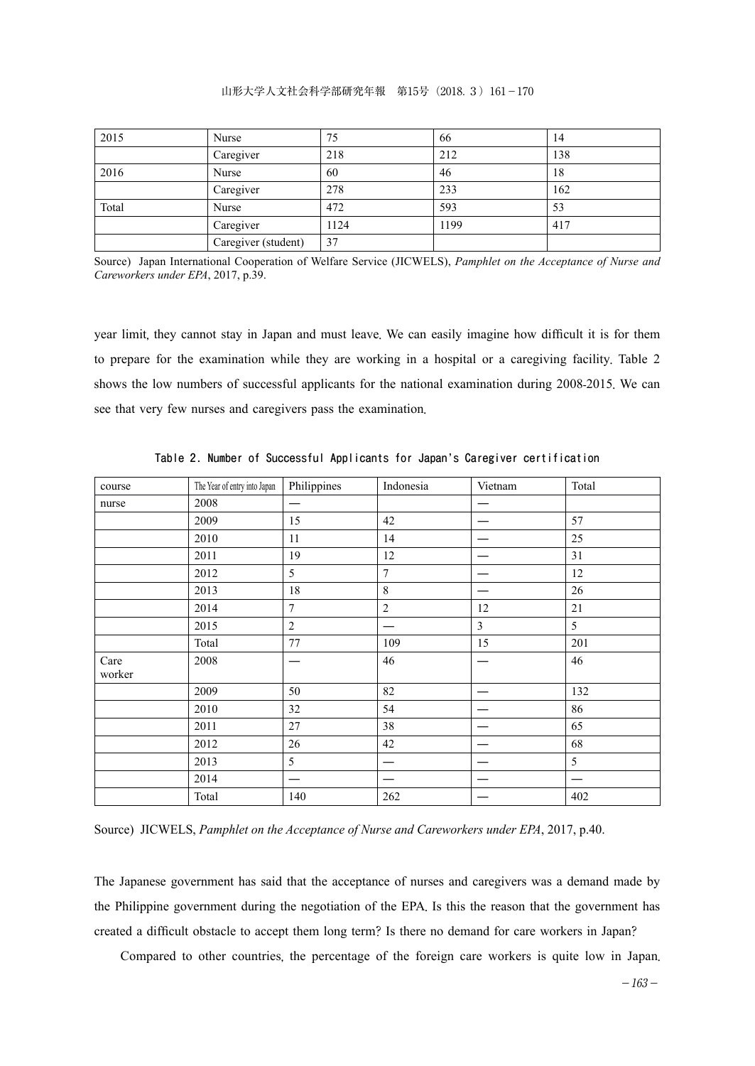| 2015 | Nurse | 75 | 66 | 14 |
|---|---|---|---|---|
| | Caregiver | 218 | 212 | 138 |
| 2016 | Nurse | 60 | 46 | 18 |
| | Caregiver | 278 | 233 | 162 |
| Total | Nurse | 472 | 593 | 53 |
| | Caregiver | 1124 | 1199 | 417 |
| | Caregiver (student) | 37 | | |

Source) Japan International Cooperation of Welfare Service (JICWELS), *Pamphlet on the Acceptance of Nurse and Careworkers under EPA*, 2017, p.39.

year limit, they cannot stay in Japan and must leave. We can easily imagine how difficult it is for them to prepare for the examination while they are working in a hospital or a caregiving facility. Table 2 shows the low numbers of successful applicants for the national examination during 2008-2015. We can see that very few nurses and caregivers pass the examination.

Table 2. Number of Successful Applicants for Japan's Caregiver certification

| course | The Year of entry into Japan | Philippines | Indonesia | Vietnam | Total |
|---|---|---|---|---|---|
| nurse | 2008 | — | | — | |
| | 2009 | 15 | 42 | — | 57 |
| | 2010 | 11 | 14 | — | 25 |
| | 2011 | 19 | 12 | — | 31 |
| | 2012 | 5 | 7 | — | 12 |
| | 2013 | 18 | 8 | — | 26 |
| | 2014 | 7 | 2 | 12 | 21 |
| | 2015 | 2 | — | 3 | 5 |
| | Total | 77 | 109 | 15 | 201 |
| Care worker | 2008 | — | 46 | — | 46 |
| | 2009 | 50 | 82 | — | 132 |
| | 2010 | 32 | 54 | — | 86 |
| | 2011 | 27 | 38 | — | 65 |
| | 2012 | 26 | 42 | — | 68 |
| | 2013 | 5 | — | — | 5 |
| | 2014 | — | — | — | — |
| | Total | 140 | 262 | — | 402 |

Source) JICWELS, *Pamphlet on the Acceptance of Nurse and Careworkers under EPA*, 2017, p.40.

The Japanese government has said that the acceptance of nurses and caregivers was a demand made by the Philippine government during the negotiation of the EPA. Is this the reason that the government has created a difficult obstacle to accept them long term? Is there no demand for care workers in Japan?

Compared to other countries, the percentage of the foreign care workers is quite low in Japan.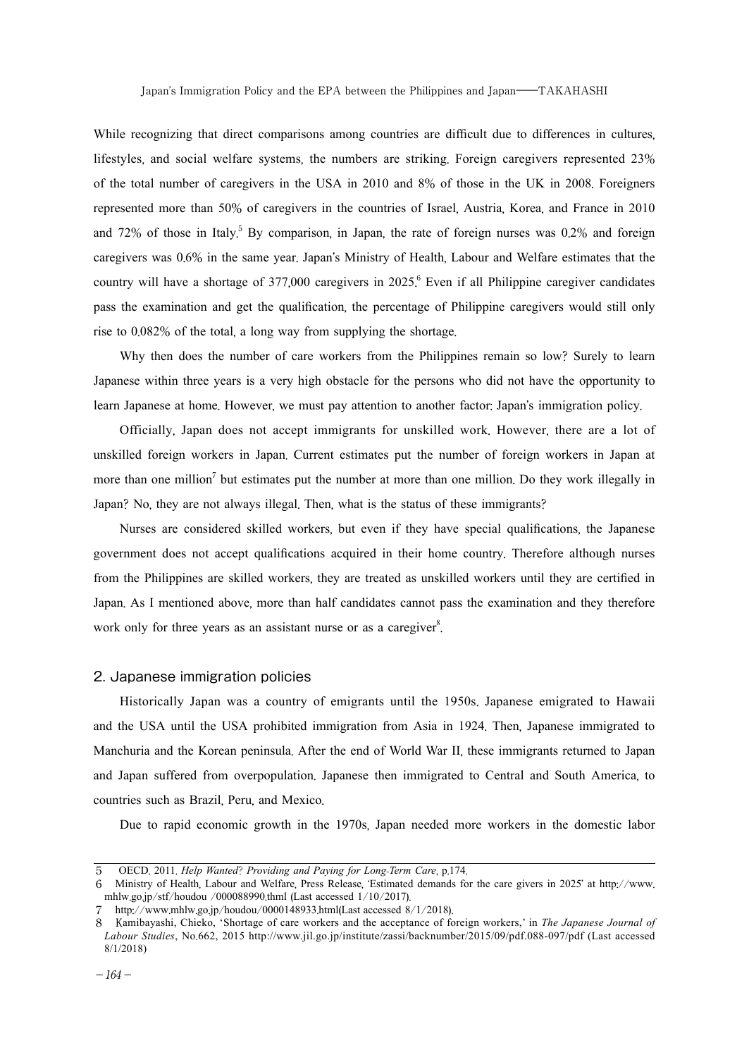While recognizing that direct comparisons among countries are difficult due to differences in cultures, lifestyles, and social welfare systems, the numbers are striking. Foreign caregivers represented 23% of the total number of caregivers in the USA in 2010 and 8% of those in the UK in 2008. Foreigners represented more than 50% of caregivers in the countries of Israel, Austria, Korea, and France in 2010 and 72% of those in Italy.[5] By comparison, in Japan, the rate of foreign nurses was 0.2% and foreign caregivers was 0.6% in the same year. Japan's Ministry of Health, Labour and Welfare estimates that the country will have a shortage of 377,000 caregivers in 2025.[6] Even if all Philippine caregiver candidates pass the examination and get the qualification, the percentage of Philippine caregivers would still only rise to 0.082% of the total, a long way from supplying the shortage.

Why then does the number of care workers from the Philippines remain so low? Surely to learn Japanese within three years is a very high obstacle for the persons who did not have the opportunity to learn Japanese at home. However, we must pay attention to another factor: Japan's immigration policy.

Officially, Japan does not accept immigrants for unskilled work. However, there are a lot of unskilled foreign workers in Japan. Current estimates put the number of foreign workers in Japan at more than one million[7] but estimates put the number at more than one million. Do they work illegally in Japan? No, they are not always illegal. Then, what is the status of these immigrants?

Nurses are considered skilled workers, but even if they have special qualifications, the Japanese government does not accept qualifications acquired in their home country. Therefore although nurses from the Philippines are skilled workers, they are treated as unskilled workers until they are certified in Japan. As I mentioned above, more than half candidates cannot pass the examination and they therefore work only for three years as an assistant nurse or as a caregiver[8].

## 2. Japanese immigration policies

Historically Japan was a country of emigrants until the 1950s. Japanese emigrated to Hawaii and the USA until the USA prohibited immigration from Asia in 1924. Then, Japanese immigrated to Manchuria and the Korean peninsula. After the end of World War II, these immigrants returned to Japan and Japan suffered from overpopulation. Japanese then immigrated to Central and South America, to countries such as Brazil, Peru, and Mexico.

Due to rapid economic growth in the 1970s, Japan needed more workers in the domestic labor

---

5 OECD. 2011. *Help Wanted? Providing and Paying for Long-Term Care*, p.174.

6 Ministry of Health, Labour and Welfare, Press Release, 'Estimated demands for the care givers in 2025' at http://www.mhlw.go.jp/stf/houdou /000088990.thml (Last accessed 1/10/2017).

7 http://www.mhlw.go.jp/houdou/0000148933.html(Last accessed 8/1/2018).

8 Kamibayashi, Chieko, 'Shortage of care workers and the acceptance of foreign workers,' in *The Japanese Journal of Labour Studies*, No.662, 2015 http://www.jil.go.jp/institute/zassi/backnumber/2015/09/pdf.088-097/pdf (Last accessed 8/1/2018)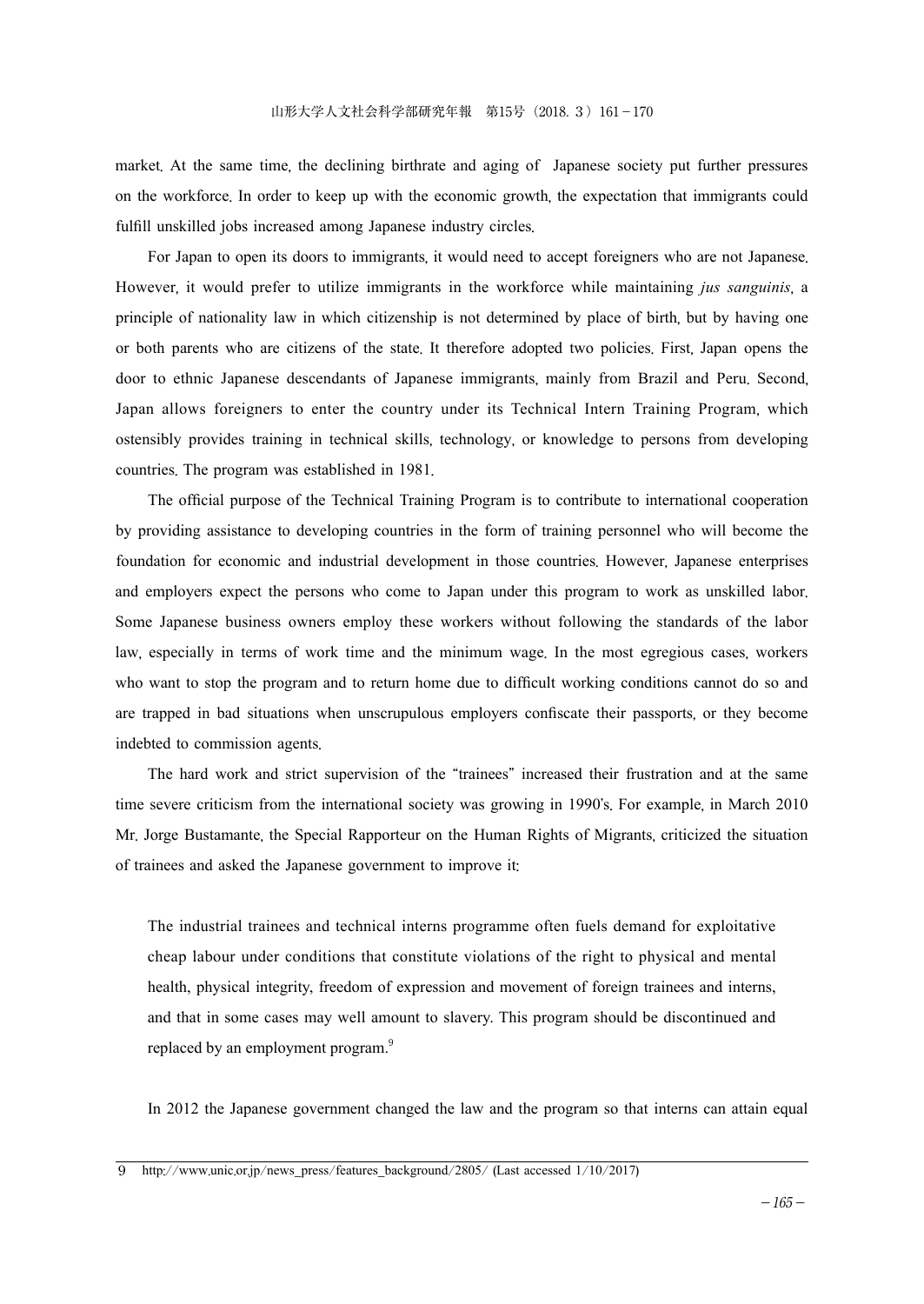market. At the same time, the declining birthrate and aging of Japanese society put further pressures on the workforce. In order to keep up with the economic growth, the expectation that immigrants could fulfill unskilled jobs increased among Japanese industry circles.

For Japan to open its doors to immigrants, it would need to accept foreigners who are not Japanese. However, it would prefer to utilize immigrants in the workforce while maintaining *jus sanguinis*, a principle of nationality law in which citizenship is not determined by place of birth, but by having one or both parents who are citizens of the state. It therefore adopted two policies. First, Japan opens the door to ethnic Japanese descendants of Japanese immigrants, mainly from Brazil and Peru. Second, Japan allows foreigners to enter the country under its Technical Intern Training Program, which ostensibly provides training in technical skills, technology, or knowledge to persons from developing countries. The program was established in 1981.

The official purpose of the Technical Training Program is to contribute to international cooperation by providing assistance to developing countries in the form of training personnel who will become the foundation for economic and industrial development in those countries. However, Japanese enterprises and employers expect the persons who come to Japan under this program to work as unskilled labor. Some Japanese business owners employ these workers without following the standards of the labor law, especially in terms of work time and the minimum wage. In the most egregious cases, workers who want to stop the program and to return home due to difficult working conditions cannot do so and are trapped in bad situations when unscrupulous employers confiscate their passports, or they become indebted to commission agents.

The hard work and strict supervision of the "trainees" increased their frustration and at the same time severe criticism from the international society was growing in 1990's. For example, in March 2010 Mr. Jorge Bustamante, the Special Rapporteur on the Human Rights of Migrants, criticized the situation of trainees and asked the Japanese government to improve it:

> The industrial trainees and technical interns programme often fuels demand for exploitative cheap labour under conditions that constitute violations of the right to physical and mental health, physical integrity, freedom of expression and movement of foreign trainees and interns, and that in some cases may well amount to slavery. This program should be discontinued and replaced by an employment program.[9]

In 2012 the Japanese government changed the law and the program so that interns can attain equal

---

9 http://www.unic.or.jp/news_press/features_background/2805/ (Last accessed 1/10/2017)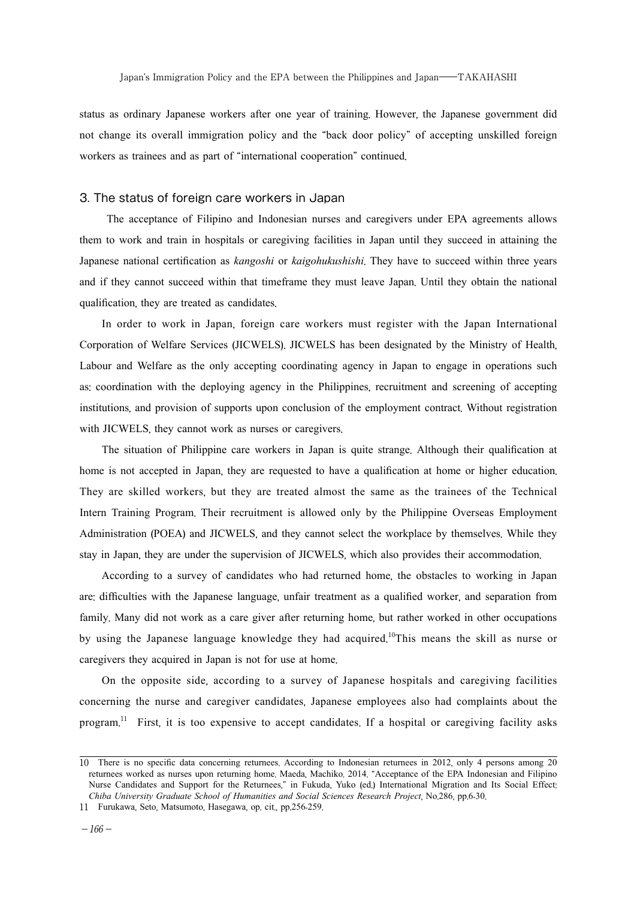status as ordinary Japanese workers after one year of training. However, the Japanese government did not change its overall immigration policy and the "back door policy" of accepting unskilled foreign workers as trainees and as part of "international cooperation" continued.

## 3. The status of foreign care workers in Japan

The acceptance of Filipino and Indonesian nurses and caregivers under EPA agreements allows them to work and train in hospitals or caregiving facilities in Japan until they succeed in attaining the Japanese national certification as *kangoshi* or *kaigohukushishi*. They have to succeed within three years and if they cannot succeed within that timeframe they must leave Japan. Until they obtain the national qualification, they are treated as candidates.

In order to work in Japan, foreign care workers must register with the Japan International Corporation of Welfare Services (JICWELS). JICWELS has been designated by the Ministry of Health, Labour and Welfare as the only accepting coordinating agency in Japan to engage in operations such as: coordination with the deploying agency in the Philippines, recruitment and screening of accepting institutions, and provision of supports upon conclusion of the employment contract. Without registration with JICWELS, they cannot work as nurses or caregivers.

The situation of Philippine care workers in Japan is quite strange. Although their qualification at home is not accepted in Japan, they are requested to have a qualification at home or higher education. They are skilled workers, but they are treated almost the same as the trainees of the Technical Intern Training Program. Their recruitment is allowed only by the Philippine Overseas Employment Administration (POEA) and JICWELS, and they cannot select the workplace by themselves. While they stay in Japan, they are under the supervision of JICWELS, which also provides their accommodation.

According to a survey of candidates who had returned home, the obstacles to working in Japan are: difficulties with the Japanese language, unfair treatment as a qualified worker, and separation from family. Many did not work as a care giver after returning home, but rather worked in other occupations by using the Japanese language knowledge they had acquired.[10] This means the skill as nurse or caregivers they acquired in Japan is not for use at home.

On the opposite side, according to a survey of Japanese hospitals and caregiving facilities concerning the nurse and caregiver candidates, Japanese employees also had complaints about the program.[11] First, it is too expensive to accept candidates. If a hospital or caregiving facility asks

---

10 There is no specific data concerning returnees. According to Indonesian returnees in 2012, only 4 persons among 20 returnees worked as nurses upon returning home. Maeda, Machiko. 2014. "Acceptance of the EPA Indonesian and Filipino Nurse Candidates and Support for the Returnees," in Fukuda, Yuko (ed.) International Migration and Its Social Effect; *Chiba University Graduate School of Humanities and Social Sciences Research Project*, No.286, pp.6-30.

11 Furukawa, Seto, Matsumoto, Hasegawa, op. cit., pp.256-259.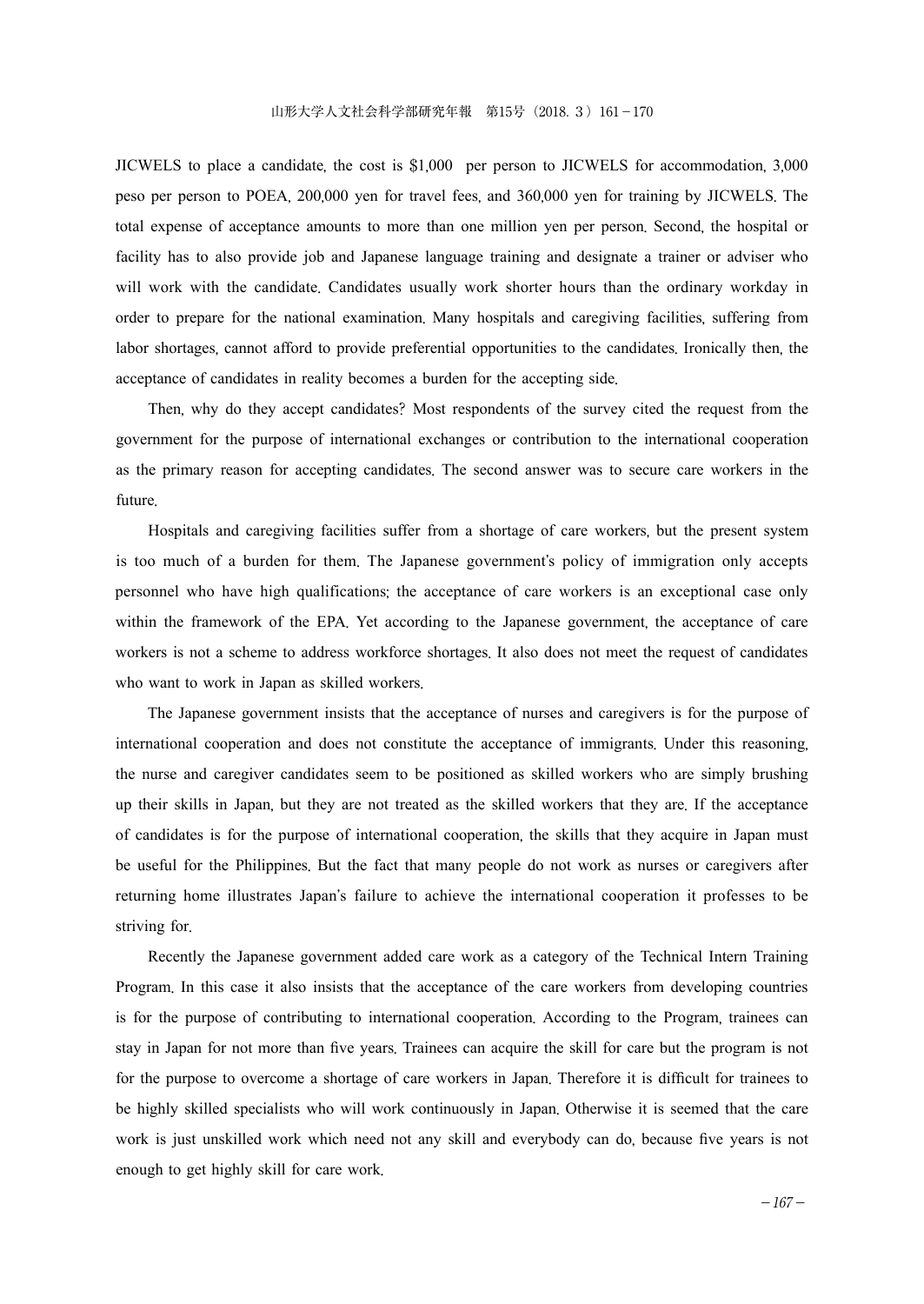JICWELS to place a candidate, the cost is $1,000 per person to JICWELS for accommodation, 3,000 peso per person to POEA, 200,000 yen for travel fees, and 360,000 yen for training by JICWELS. The total expense of acceptance amounts to more than one million yen per person. Second, the hospital or facility has to also provide job and Japanese language training and designate a trainer or adviser who will work with the candidate. Candidates usually work shorter hours than the ordinary workday in order to prepare for the national examination. Many hospitals and caregiving facilities, suffering from labor shortages, cannot afford to provide preferential opportunities to the candidates. Ironically then, the acceptance of candidates in reality becomes a burden for the accepting side.

Then, why do they accept candidates? Most respondents of the survey cited the request from the government for the purpose of international exchanges or contribution to the international cooperation as the primary reason for accepting candidates. The second answer was to secure care workers in the future.

Hospitals and caregiving facilities suffer from a shortage of care workers, but the present system is too much of a burden for them. The Japanese government's policy of immigration only accepts personnel who have high qualifications; the acceptance of care workers is an exceptional case only within the framework of the EPA. Yet according to the Japanese government, the acceptance of care workers is not a scheme to address workforce shortages. It also does not meet the request of candidates who want to work in Japan as skilled workers.

The Japanese government insists that the acceptance of nurses and caregivers is for the purpose of international cooperation and does not constitute the acceptance of immigrants. Under this reasoning, the nurse and caregiver candidates seem to be positioned as skilled workers who are simply brushing up their skills in Japan, but they are not treated as the skilled workers that they are. If the acceptance of candidates is for the purpose of international cooperation, the skills that they acquire in Japan must be useful for the Philippines. But the fact that many people do not work as nurses or caregivers after returning home illustrates Japan's failure to achieve the international cooperation it professes to be striving for.

Recently the Japanese government added care work as a category of the Technical Intern Training Program. In this case it also insists that the acceptance of the care workers from developing countries is for the purpose of contributing to international cooperation. According to the Program, trainees can stay in Japan for not more than five years. Trainees can acquire the skill for care but the program is not for the purpose to overcome a shortage of care workers in Japan. Therefore it is difficult for trainees to be highly skilled specialists who will work continuously in Japan. Otherwise it is seemed that the care work is just unskilled work which need not any skill and everybody can do, because five years is not enough to get highly skill for care work.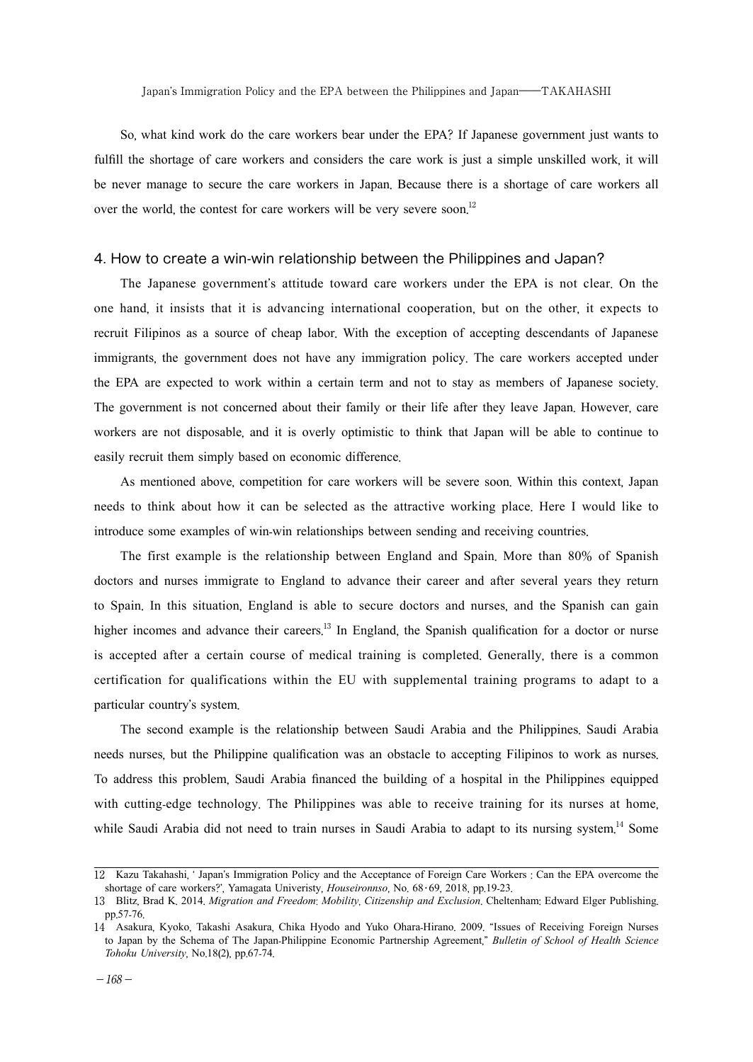So, what kind work do the care workers bear under the EPA? If Japanese government just wants to fulfill the shortage of care workers and considers the care work is just a simple unskilled work, it will be never manage to secure the care workers in Japan. Because there is a shortage of care workers all over the world, the contest for care workers will be very severe soon.[12]

## 4. How to create a win-win relationship between the Philippines and Japan?

The Japanese government's attitude toward care workers under the EPA is not clear. On the one hand, it insists that it is advancing international cooperation, but on the other, it expects to recruit Filipinos as a source of cheap labor. With the exception of accepting descendants of Japanese immigrants, the government does not have any immigration policy. The care workers accepted under the EPA are expected to work within a certain term and not to stay as members of Japanese society. The government is not concerned about their family or their life after they leave Japan. However, care workers are not disposable, and it is overly optimistic to think that Japan will be able to continue to easily recruit them simply based on economic difference.

As mentioned above, competition for care workers will be severe soon. Within this context, Japan needs to think about how it can be selected as the attractive working place. Here I would like to introduce some examples of win-win relationships between sending and receiving countries.

The first example is the relationship between England and Spain. More than 80% of Spanish doctors and nurses immigrate to England to advance their career and after several years they return to Spain. In this situation, England is able to secure doctors and nurses, and the Spanish can gain higher incomes and advance their careers.[13] In England, the Spanish qualification for a doctor or nurse is accepted after a certain course of medical training is completed. Generally, there is a common certification for qualifications within the EU with supplemental training programs to adapt to a particular country's system.

The second example is the relationship between Saudi Arabia and the Philippines. Saudi Arabia needs nurses, but the Philippine qualification was an obstacle to accepting Filipinos to work as nurses. To address this problem, Saudi Arabia financed the building of a hospital in the Philippines equipped with cutting-edge technology. The Philippines was able to receive training for its nurses at home, while Saudi Arabia did not need to train nurses in Saudi Arabia to adapt to its nursing system.[14] Some

---

12 Kazu Takahashi, ' Japan's Immigration Policy and the Acceptance of Foreign Care Workers : Can the EPA overcome the shortage of care workers?', Yamagata Univeristy, *Houseironnso*, No. 68・69, 2018, pp.19-23.

13 Blitz, Brad K. 2014. *Migration and Freedom: Mobility, Citizenship and Exclusion*. Cheltenham: Edward Elger Publishing. pp.57-76.

14 Asakura, Kyoko, Takashi Asakura, Chika Hyodo and Yuko Ohara-Hirano. 2009. "Issues of Receiving Foreign Nurses to Japan by the Schema of The Japan-Philippine Economic Partnership Agreement," *Bulletin of School of Health Science Tohoku University*, No.18(2), pp.67-74.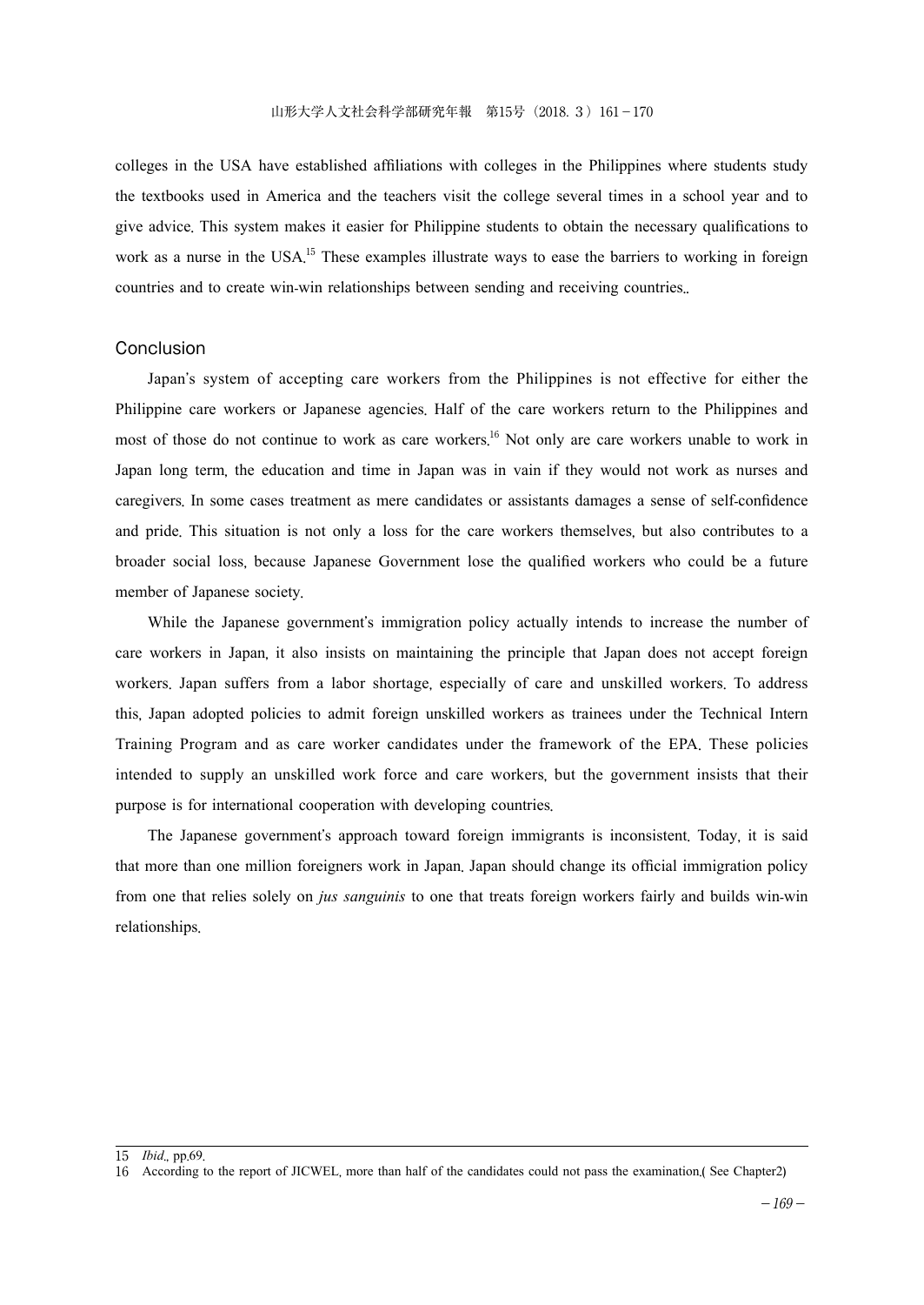colleges in the USA have established affiliations with colleges in the Philippines where students study the textbooks used in America and the teachers visit the college several times in a school year and to give advice. This system makes it easier for Philippine students to obtain the necessary qualifications to work as a nurse in the USA.[15] These examples illustrate ways to ease the barriers to working in foreign countries and to create win-win relationships between sending and receiving countries..

## Conclusion

Japan's system of accepting care workers from the Philippines is not effective for either the Philippine care workers or Japanese agencies. Half of the care workers return to the Philippines and most of those do not continue to work as care workers.[16] Not only are care workers unable to work in Japan long term, the education and time in Japan was in vain if they would not work as nurses and caregivers. In some cases treatment as mere candidates or assistants damages a sense of self-confidence and pride. This situation is not only a loss for the care workers themselves, but also contributes to a broader social loss, because Japanese Government lose the qualified workers who could be a future member of Japanese society.

While the Japanese government's immigration policy actually intends to increase the number of care workers in Japan, it also insists on maintaining the principle that Japan does not accept foreign workers. Japan suffers from a labor shortage, especially of care and unskilled workers. To address this, Japan adopted policies to admit foreign unskilled workers as trainees under the Technical Intern Training Program and as care worker candidates under the framework of the EPA. These policies intended to supply an unskilled work force and care workers, but the government insists that their purpose is for international cooperation with developing countries.

The Japanese government's approach toward foreign immigrants is inconsistent. Today, it is said that more than one million foreigners work in Japan. Japan should change its official immigration policy from one that relies solely on *jus sanguinis* to one that treats foreign workers fairly and builds win-win relationships.

---

15 *Ibid*., pp.69.

16 According to the report of JICWEL, more than half of the candidates could not pass the examination.( See Chapter2)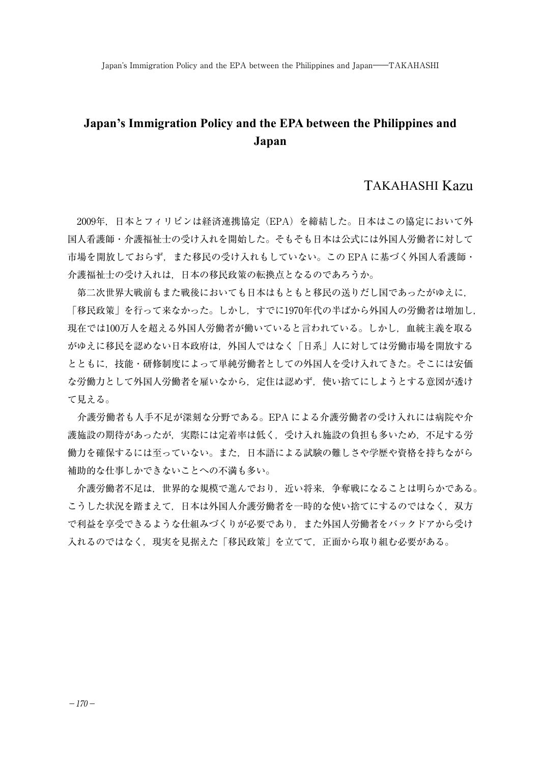# Japan's Immigration Policy and the EPA between the Philippines and Japan

TAKAHASHI Kazu

2009年，日本とフィリピンは経済連携協定（EPA）を締結した。日本はこの協定において外国人看護師・介護福祉士の受け入れを開始した。そもそも日本は公式には外国人労働者に対して市場を開放しておらず，また移民の受け入れもしていない。このEPAに基づく外国人看護師・介護福祉士の受け入れは，日本の移民政策の転換点となるのであろうか。

第二次世界大戦前もまた戦後においても日本はもともと移民の送りだし国であったがゆえに，「移民政策」を行って来なかった。しかし，すでに1970年代の半ばから外国人の労働者は増加し，現在では100万人を超える外国人労働者が働いていると言われている。しかし，血統主義を取るがゆえに移民を認めない日本政府は，外国人ではなく「日系」人に対しては労働市場を開放するとともに，技能・研修制度によって単純労働者としての外国人を受け入れてきた。そこには安価な労働力として外国人労働者を雇いながら，定住は認めず，使い捨てにしようとする意図が透けて見える。

介護労働者も人手不足が深刻な分野である。EPAによる介護労働者の受け入れには病院や介護施設の期待があったが，実際には定着率は低く，受け入れ施設の負担も多いため，不足する労働力を確保するには至っていない。また，日本語による試験の難しさや学歴や資格を持ちながら補助的な仕事しかできないことへの不満も多い。

介護労働者不足は，世界的な規模で進んでおり，近い将来，争奪戦になることは明らかである。こうした状況を踏まえて，日本は外国人介護労働者を一時的な使い捨てにするのではなく，双方で利益を享受できるような仕組みづくりが必要であり，また外国人労働者をバックドアから受け入れるのではなく，現実を見据えた「移民政策」を立てて，正面から取り組む必要がある。